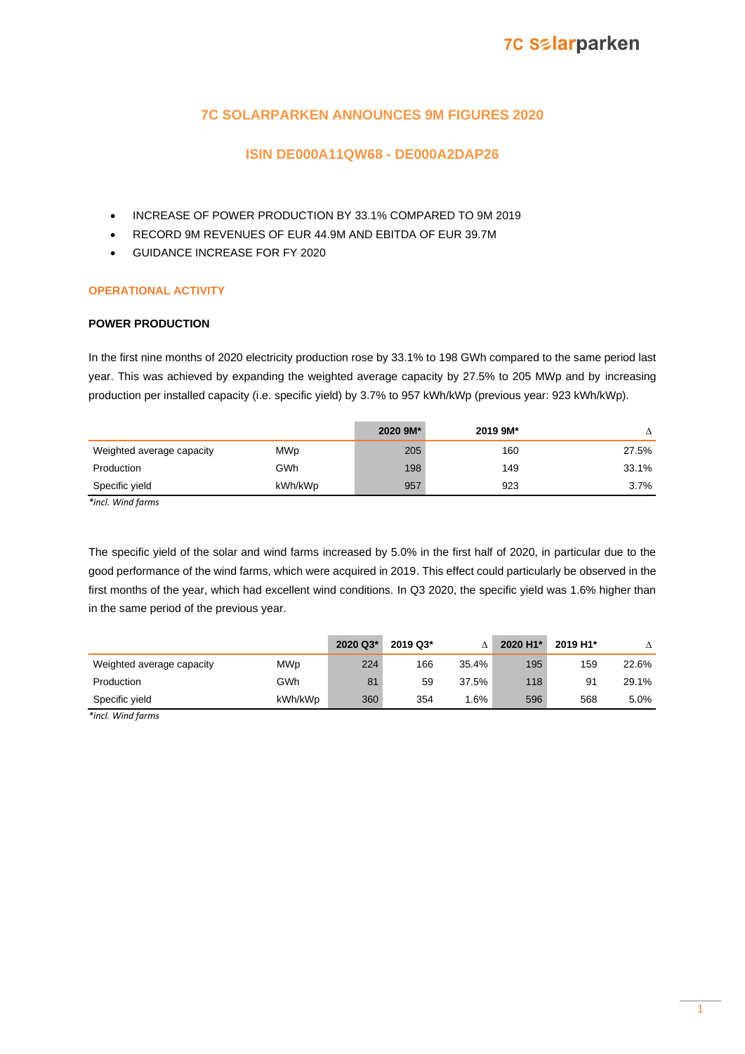# 7C SOLARPARKEN ANNOUNCES 9M FIGURES 2020

## ISIN DE000A11QW68 - DE000A2DAP26

- INCREASE OF POWER PRODUCTION BY 33.1% COMPARED TO 9M 2019
- RECORD 9M REVENUES OF EUR 44.9M AND EBITDA OF EUR 39.7M
- GUIDANCE INCREASE FOR FY 2020

## OPERATIONAL ACTIVITY

### POWER PRODUCTION

In the first nine months of 2020 electricity production rose by 33.1% to 198 GWh compared to the same period last year. This was achieved by expanding the weighted average capacity by 27.5% to 205 MWp and by increasing production per installed capacity (i.e. specific yield) by 3.7% to 957 kWh/kWp (previous year: 923 kWh/kWp).

| | | 2020 9M* | 2019 9M* | Δ |
|---|---|---|---|---|
| Weighted average capacity | MWp | 205 | 160 | 27.5% |
| Production | GWh | 198 | 149 | 33.1% |
| Specific yield | kWh/kWp | 957 | 923 | 3.7% |

*\*incl. Wind farms*

The specific yield of the solar and wind farms increased by 5.0% in the first half of 2020, in particular due to the good performance of the wind farms, which were acquired in 2019. This effect could particularly be observed in the first months of the year, which had excellent wind conditions. In Q3 2020, the specific yield was 1.6% higher than in the same period of the previous year.

| | | 2020 Q3* | 2019 Q3* | Δ | 2020 H1* | 2019 H1* | Δ |
|---|---|---|---|---|---|---|---|
| Weighted average capacity | MWp | 224 | 166 | 35.4% | 195 | 159 | 22.6% |
| Production | GWh | 81 | 59 | 37.5% | 118 | 91 | 29.1% |
| Specific yield | kWh/kWp | 360 | 354 | 1.6% | 596 | 568 | 5.0% |

*\*incl. Wind farms*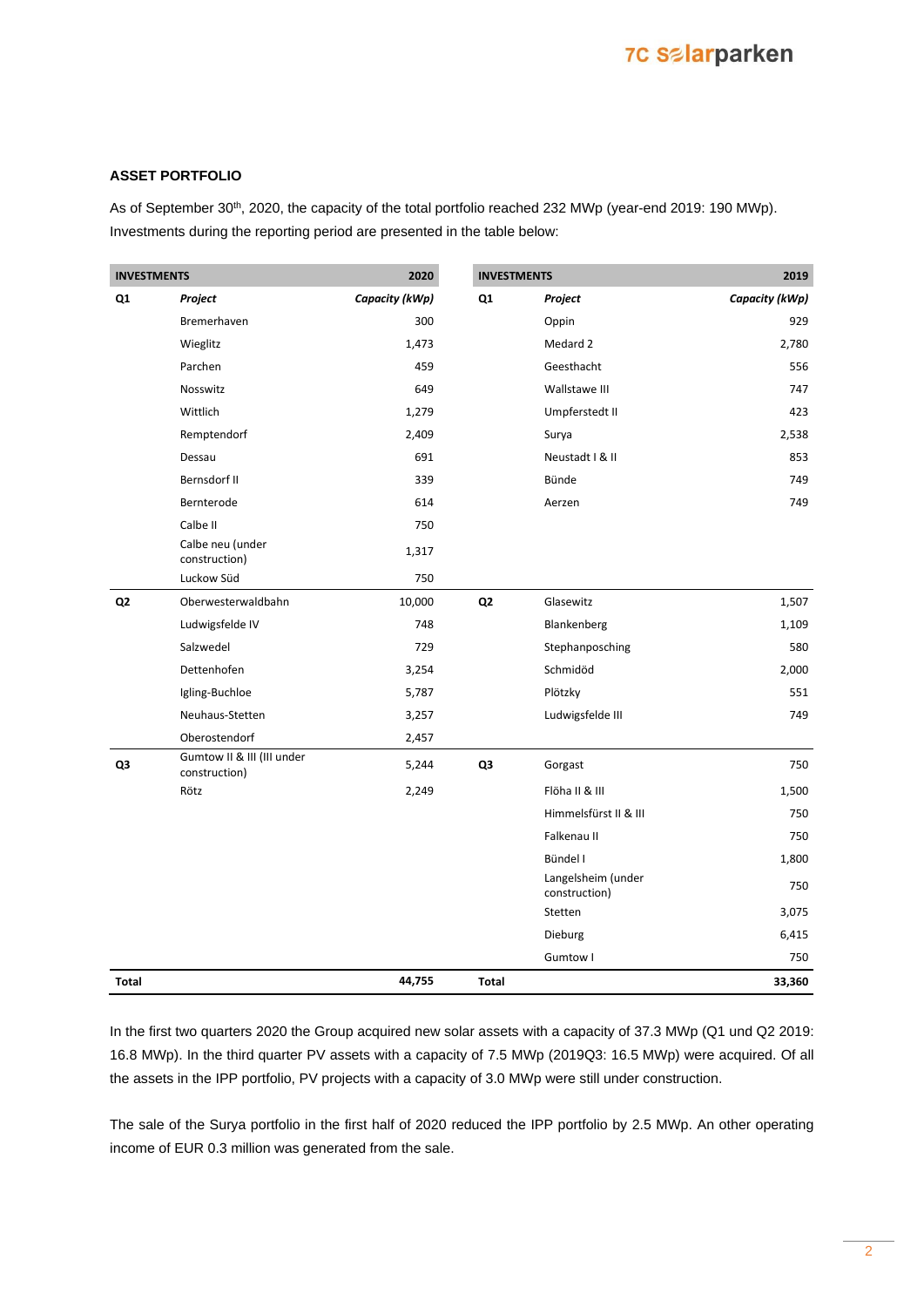## ASSET PORTFOLIO

As of September 30th, 2020, the capacity of the total portfolio reached 232 MWp (year-end 2019: 190 MWp). Investments during the reporting period are presented in the table below:

| INVESTMENTS | | 2020 |
|---|---|---|
| **Q1** | ***Project*** | ***Capacity (kWp)*** |
| | Bremerhaven | 300 |
| | Wieglitz | 1,473 |
| | Parchen | 459 |
| | Nosswitz | 649 |
| | Wittlich | 1,279 |
| | Remptendorf | 2,409 |
| | Dessau | 691 |
| | Bernsdorf II | 339 |
| | Bernterode | 614 |
| | Calbe II | 750 |
| | Calbe neu (under construction) | 1,317 |
| | Luckow Süd | 750 |
| **Q2** | Oberwesterwaldbahn | 10,000 |
| | Ludwigsfelde IV | 748 |
| | Salzwedel | 729 |
| | Dettenhofen | 3,254 |
| | Igling-Buchloe | 5,787 |
| | Neuhaus-Stetten | 3,257 |
| | Oberostendorf | 2,457 |
| **Q3** | Gumtow II & III (III under construction) | 5,244 |
| | Rötz | 2,249 |
| **Total** | | **44,755** |

| INVESTMENTS | | 2019 |
|---|---|---|
| **Q1** | ***Project*** | ***Capacity (kWp)*** |
| | Oppin | 929 |
| | Medard 2 | 2,780 |
| | Geesthacht | 556 |
| | Wallstawe III | 747 |
| | Umpferstedt II | 423 |
| | Surya | 2,538 |
| | Neustadt I & II | 853 |
| | Bünde | 749 |
| | Aerzen | 749 |
| **Q2** | Glasewitz | 1,507 |
| | Blankenberg | 1,109 |
| | Stephanposching | 580 |
| | Schmidöd | 2,000 |
| | Plötzky | 551 |
| | Ludwigsfelde III | 749 |
| **Q3** | Gorgast | 750 |
| | Flöha II & III | 1,500 |
| | Himmelsfürst II & III | 750 |
| | Falkenau II | 750 |
| | Bündel I | 1,800 |
| | Langelsheim (under construction) | 750 |
| | Stetten | 3,075 |
| | Dieburg | 6,415 |
| | Gumtow I | 750 |
| **Total** | | **33,360** |

In the first two quarters 2020 the Group acquired new solar assets with a capacity of 37.3 MWp (Q1 und Q2 2019: 16.8 MWp). In the third quarter PV assets with a capacity of 7.5 MWp (2019Q3: 16.5 MWp) were acquired. Of all the assets in the IPP portfolio, PV projects with a capacity of 3.0 MWp were still under construction.

The sale of the Surya portfolio in the first half of 2020 reduced the IPP portfolio by 2.5 MWp. An other operating income of EUR 0.3 million was generated from the sale.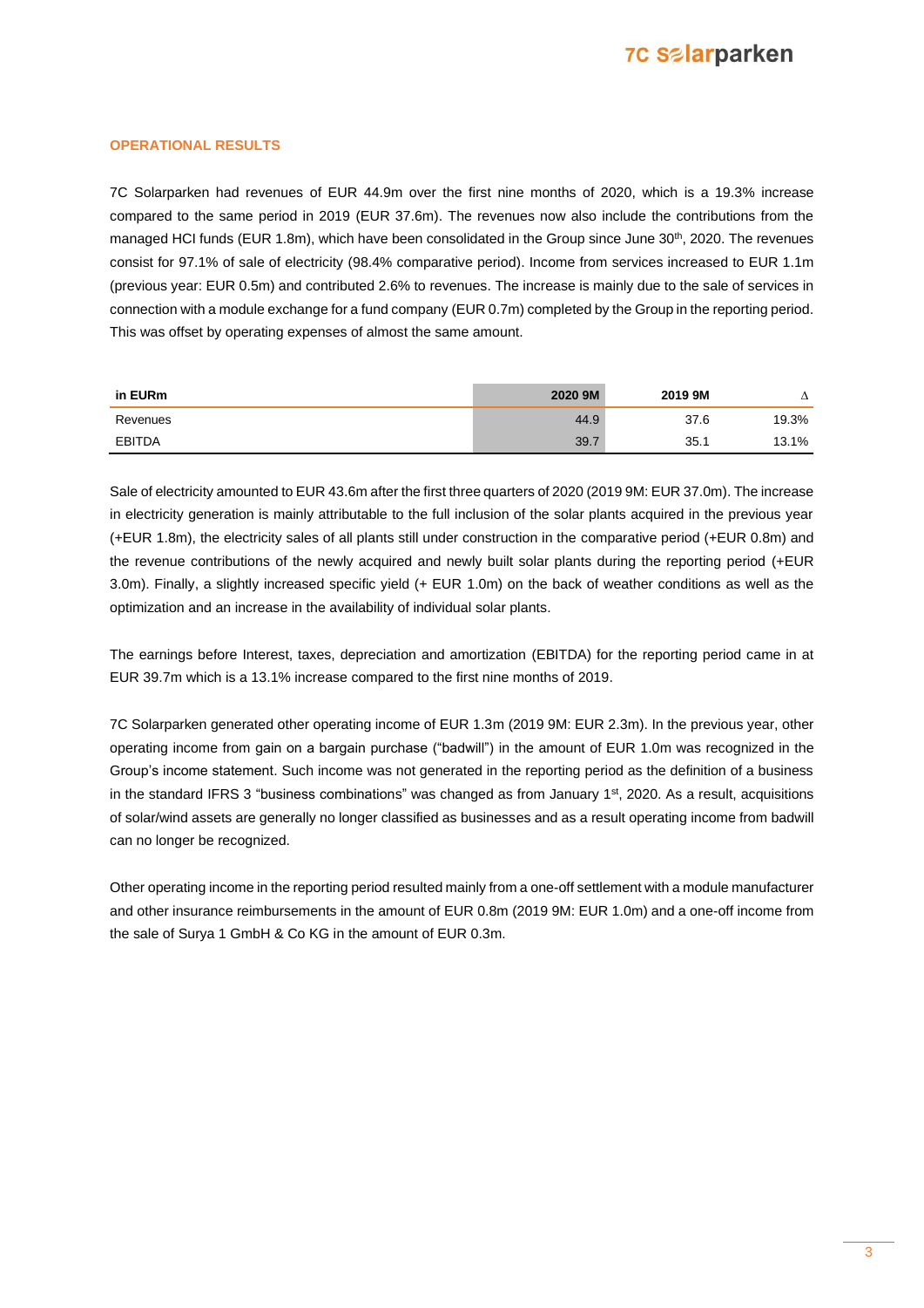## OPERATIONAL RESULTS

7C Solarparken had revenues of EUR 44.9m over the first nine months of 2020, which is a 19.3% increase compared to the same period in 2019 (EUR 37.6m). The revenues now also include the contributions from the managed HCI funds (EUR 1.8m), which have been consolidated in the Group since June 30th, 2020. The revenues consist for 97.1% of sale of electricity (98.4% comparative period). Income from services increased to EUR 1.1m (previous year: EUR 0.5m) and contributed 2.6% to revenues. The increase is mainly due to the sale of services in connection with a module exchange for a fund company (EUR 0.7m) completed by the Group in the reporting period. This was offset by operating expenses of almost the same amount.

| in EURm | 2020 9M | 2019 9M | Δ |
|---|---|---|---|
| Revenues | 44.9 | 37.6 | 19.3% |
| EBITDA | 39.7 | 35.1 | 13.1% |

Sale of electricity amounted to EUR 43.6m after the first three quarters of 2020 (2019 9M: EUR 37.0m). The increase in electricity generation is mainly attributable to the full inclusion of the solar plants acquired in the previous year (+EUR 1.8m), the electricity sales of all plants still under construction in the comparative period (+EUR 0.8m) and the revenue contributions of the newly acquired and newly built solar plants during the reporting period (+EUR 3.0m). Finally, a slightly increased specific yield (+ EUR 1.0m) on the back of weather conditions as well as the optimization and an increase in the availability of individual solar plants.

The earnings before Interest, taxes, depreciation and amortization (EBITDA) for the reporting period came in at EUR 39.7m which is a 13.1% increase compared to the first nine months of 2019.

7C Solarparken generated other operating income of EUR 1.3m (2019 9M: EUR 2.3m). In the previous year, other operating income from gain on a bargain purchase ("badwill") in the amount of EUR 1.0m was recognized in the Group's income statement. Such income was not generated in the reporting period as the definition of a business in the standard IFRS 3 "business combinations" was changed as from January 1st, 2020. As a result, acquisitions of solar/wind assets are generally no longer classified as businesses and as a result operating income from badwill can no longer be recognized.

Other operating income in the reporting period resulted mainly from a one-off settlement with a module manufacturer and other insurance reimbursements in the amount of EUR 0.8m (2019 9M: EUR 1.0m) and a one-off income from the sale of Surya 1 GmbH & Co KG in the amount of EUR 0.3m.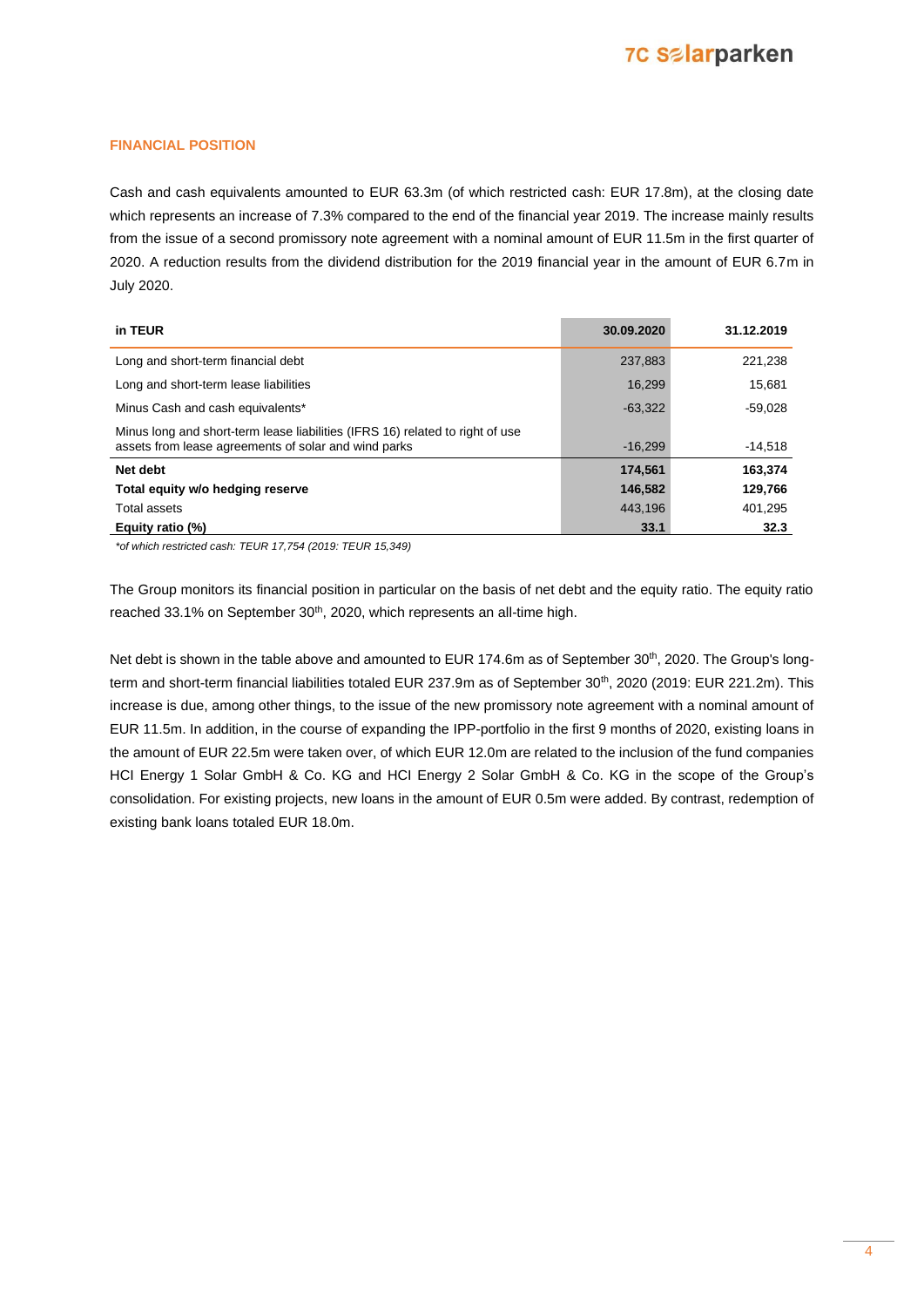## FINANCIAL POSITION

Cash and cash equivalents amounted to EUR 63.3m (of which restricted cash: EUR 17.8m), at the closing date which represents an increase of 7.3% compared to the end of the financial year 2019. The increase mainly results from the issue of a second promissory note agreement with a nominal amount of EUR 11.5m in the first quarter of 2020. A reduction results from the dividend distribution for the 2019 financial year in the amount of EUR 6.7m in July 2020.

| in TEUR | 30.09.2020 | 31.12.2019 |
|---|---|---|
| Long and short-term financial debt | 237,883 | 221,238 |
| Long and short-term lease liabilities | 16,299 | 15,681 |
| Minus Cash and cash equivalents* | -63,322 | -59,028 |
| Minus long and short-term lease liabilities (IFRS 16) related to right of use assets from lease agreements of solar and wind parks | -16,299 | -14,518 |
| **Net debt** | **174,561** | **163,374** |
| **Total equity w/o hedging reserve** | **146,582** | **129,766** |
| Total assets | 443,196 | 401,295 |
| **Equity ratio (%)** | **33.1** | **32.3** |

*\*of which restricted cash: TEUR 17,754 (2019: TEUR 15,349)*

The Group monitors its financial position in particular on the basis of net debt and the equity ratio. The equity ratio reached 33.1% on September 30th, 2020, which represents an all-time high.

Net debt is shown in the table above and amounted to EUR 174.6m as of September 30th, 2020. The Group's long-term and short-term financial liabilities totaled EUR 237.9m as of September 30th, 2020 (2019: EUR 221.2m). This increase is due, among other things, to the issue of the new promissory note agreement with a nominal amount of EUR 11.5m. In addition, in the course of expanding the IPP-portfolio in the first 9 months of 2020, existing loans in the amount of EUR 22.5m were taken over, of which EUR 12.0m are related to the inclusion of the fund companies HCI Energy 1 Solar GmbH & Co. KG and HCI Energy 2 Solar GmbH & Co. KG in the scope of the Group's consolidation. For existing projects, new loans in the amount of EUR 0.5m were added. By contrast, redemption of existing bank loans totaled EUR 18.0m.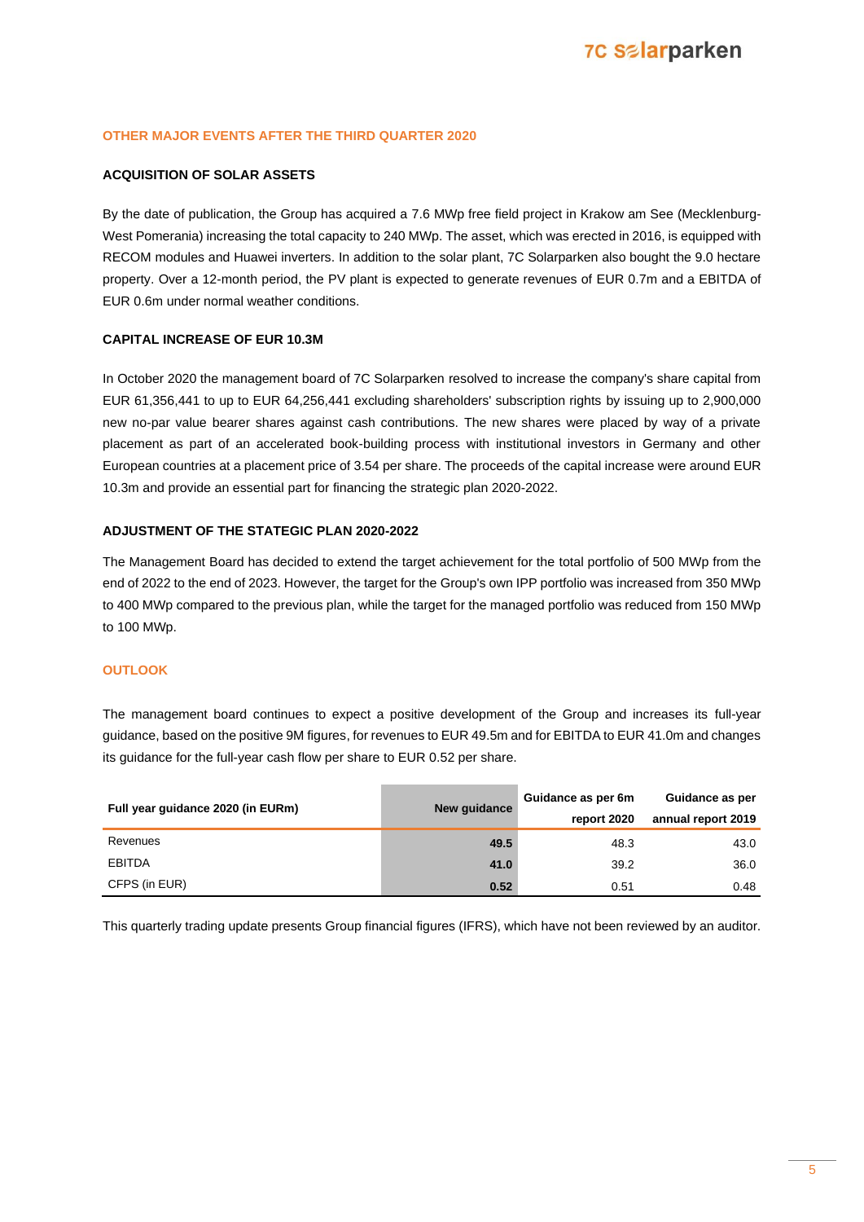## OTHER MAJOR EVENTS AFTER THE THIRD QUARTER 2020

### ACQUISITION OF SOLAR ASSETS

By the date of publication, the Group has acquired a 7.6 MWp free field project in Krakow am See (Mecklenburg-West Pomerania) increasing the total capacity to 240 MWp. The asset, which was erected in 2016, is equipped with RECOM modules and Huawei inverters. In addition to the solar plant, 7C Solarparken also bought the 9.0 hectare property. Over a 12-month period, the PV plant is expected to generate revenues of EUR 0.7m and a EBITDA of EUR 0.6m under normal weather conditions.

### CAPITAL INCREASE OF EUR 10.3M

In October 2020 the management board of 7C Solarparken resolved to increase the company's share capital from EUR 61,356,441 to up to EUR 64,256,441 excluding shareholders' subscription rights by issuing up to 2,900,000 new no-par value bearer shares against cash contributions. The new shares were placed by way of a private placement as part of an accelerated book-building process with institutional investors in Germany and other European countries at a placement price of 3.54 per share. The proceeds of the capital increase were around EUR 10.3m and provide an essential part for financing the strategic plan 2020-2022.

### ADJUSTMENT OF THE STATEGIC PLAN 2020-2022

The Management Board has decided to extend the target achievement for the total portfolio of 500 MWp from the end of 2022 to the end of 2023. However, the target for the Group's own IPP portfolio was increased from 350 MWp to 400 MWp compared to the previous plan, while the target for the managed portfolio was reduced from 150 MWp to 100 MWp.

## OUTLOOK

The management board continues to expect a positive development of the Group and increases its full-year guidance, based on the positive 9M figures, for revenues to EUR 49.5m and for EBITDA to EUR 41.0m and changes its guidance for the full-year cash flow per share to EUR 0.52 per share.

| Full year guidance 2020 (in EURm) | New guidance | Guidance as per 6m report 2020 | Guidance as per annual report 2019 |
|---|---|---|---|
| Revenues | **49.5** | 48.3 | 43.0 |
| EBITDA | **41.0** | 39.2 | 36.0 |
| CFPS (in EUR) | **0.52** | 0.51 | 0.48 |

This quarterly trading update presents Group financial figures (IFRS), which have not been reviewed by an auditor.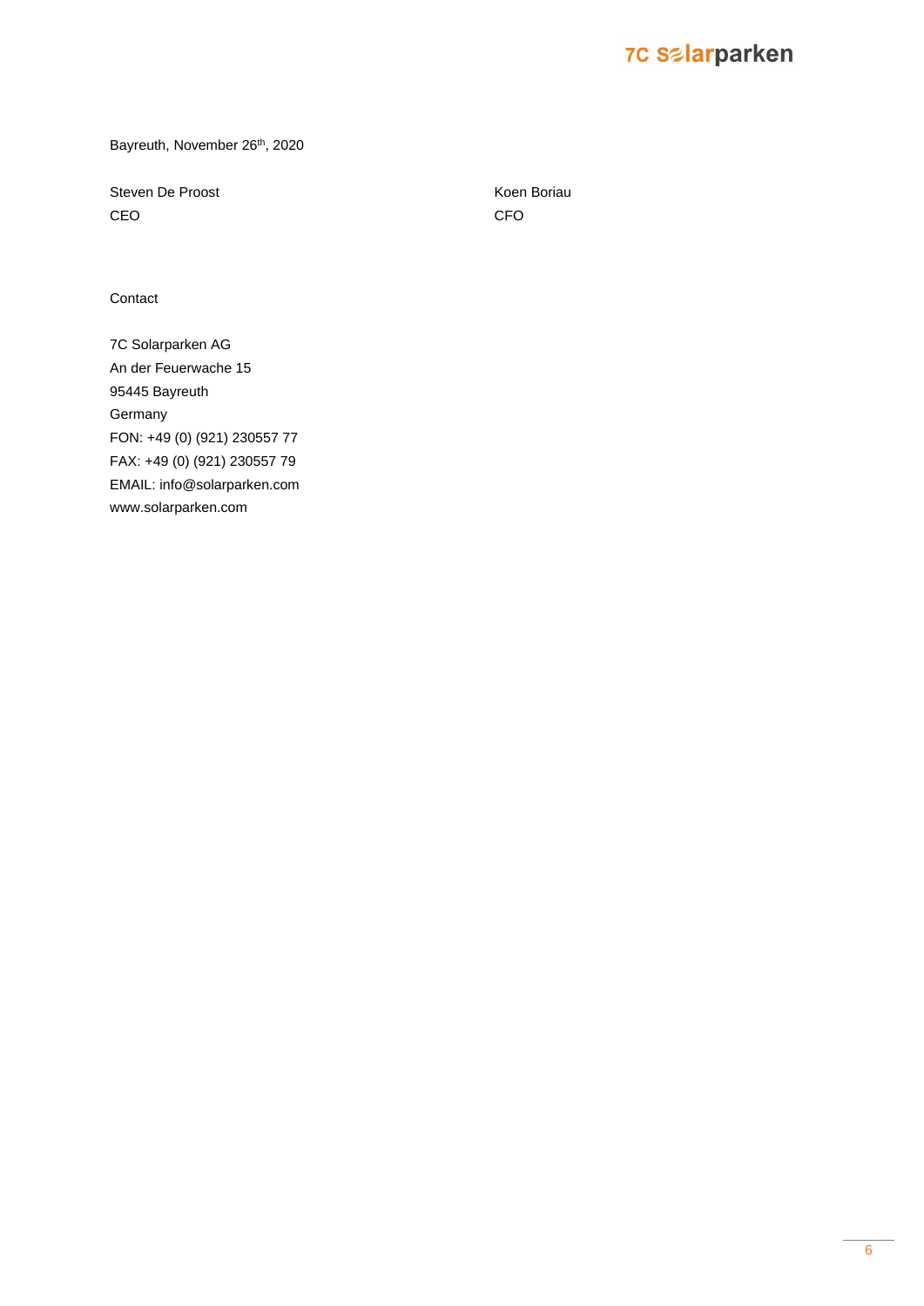Bayreuth, November 26th, 2020

Steven De Proost
CEO

Koen Boriau
CFO

Contact

7C Solarparken AG
An der Feuerwache 15
95445 Bayreuth
Germany
FON: +49 (0) (921) 230557 77
FAX: +49 (0) (921) 230557 79
EMAIL: info@solarparken.com
www.solarparken.com